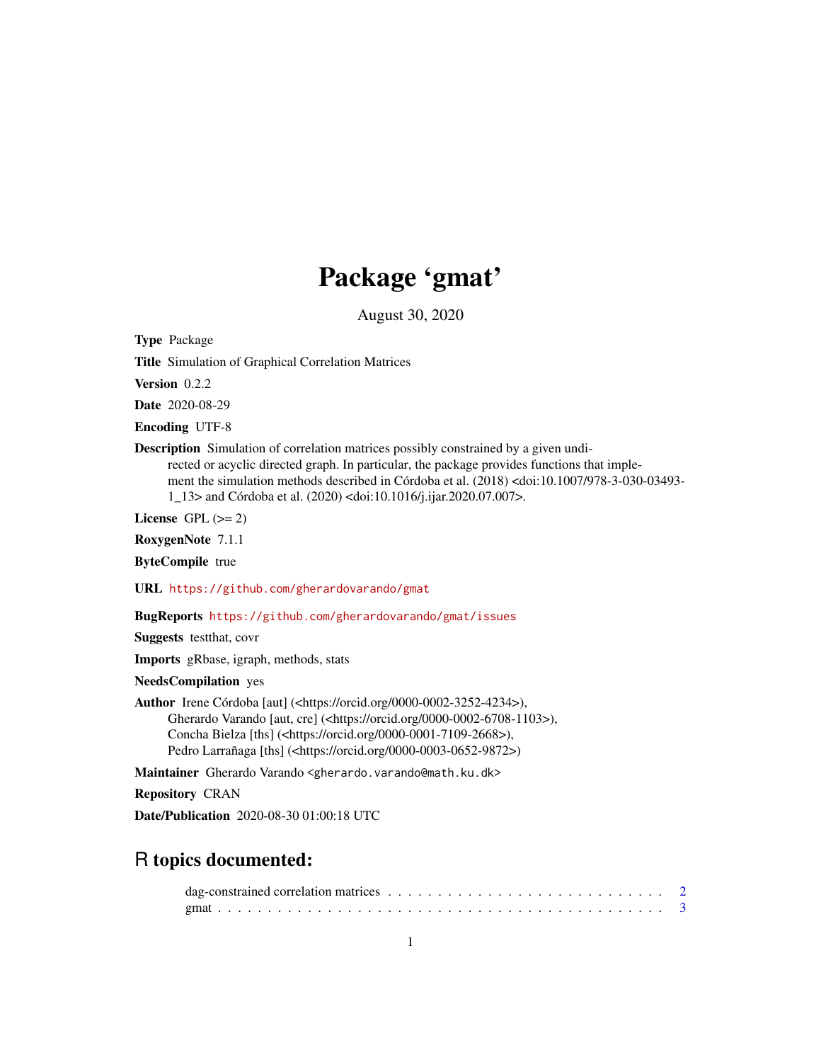# Package 'gmat'

August 30, 2020

**Type** Package

**Title** Simulation of Graphical Correlation Matrices

**Version** 0.2.2

**Date** 2020-08-29

**Encoding** UTF-8

**Description** Simulation of correlation matrices possibly constrained by a given undirected or acyclic directed graph. In particular, the package provides functions that implement the simulation methods described in Córdoba et al. (2018) <doi:10.1007/978-3-030-03493-1_13> and Córdoba et al. (2020) <doi:10.1016/j.ijar.2020.07.007>.

**License** GPL (>= 2)

**RoxygenNote** 7.1.1

**ByteCompile** true

**URL** https://github.com/gherardovarando/gmat

**BugReports** https://github.com/gherardovarando/gmat/issues

**Suggests** testthat, covr

**Imports** gRbase, igraph, methods, stats

**NeedsCompilation** yes

**Author** Irene Córdoba [aut] (<https://orcid.org/0000-0002-3252-4234>),
Gherardo Varando [aut, cre] (<https://orcid.org/0000-0002-6708-1103>),
Concha Bielza [ths] (<https://orcid.org/0000-0001-7109-2668>),
Pedro Larrañaga [ths] (<https://orcid.org/0000-0003-0652-9872>)

**Maintainer** Gherardo Varando <gherardo.varando@math.ku.dk>

**Repository** CRAN

**Date/Publication** 2020-08-30 01:00:18 UTC

## R topics documented:

dag-constrained correlation matrices . . . . . . . . . . . . . . . . . . . . . . . . . . . . 2
gmat . . . . . . . . . . . . . . . . . . . . . . . . . . . . . . . . . . . . . . . . . . . . . 3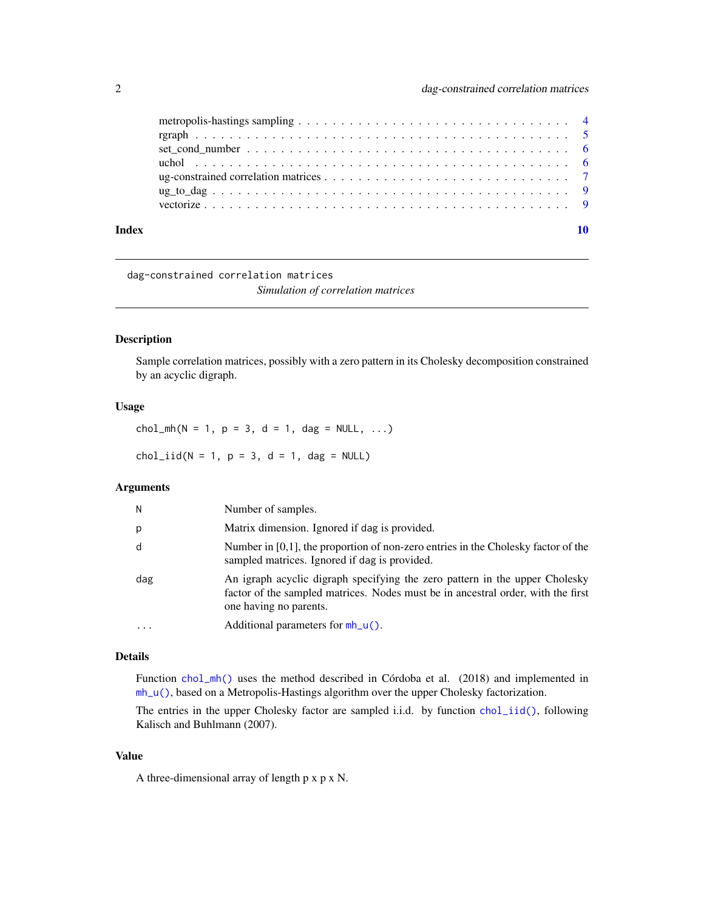metropolis-hastings sampling . . . . . . . . . . . . . . . . . . . . . . . . . . . . . . . . 4
rgraph . . . . . . . . . . . . . . . . . . . . . . . . . . . . . . . . . . . . . . . . . . . 5
set_cond_number . . . . . . . . . . . . . . . . . . . . . . . . . . . . . . . . . . . . . 6
uchol . . . . . . . . . . . . . . . . . . . . . . . . . . . . . . . . . . . . . . . . . . . 6
ug-constrained correlation matrices . . . . . . . . . . . . . . . . . . . . . . . . . . . 7
ug_to_dag . . . . . . . . . . . . . . . . . . . . . . . . . . . . . . . . . . . . . . . . . 9
vectorize . . . . . . . . . . . . . . . . . . . . . . . . . . . . . . . . . . . . . . . . . 9

**Index** **10**

---

`dag-constrained correlation matrices` *Simulation of correlation matrices*

---

## Description

Sample correlation matrices, possibly with a zero pattern in its Cholesky decomposition constrained by an acyclic digraph.

## Usage

```
chol_mh(N = 1, p = 3, d = 1, dag = NULL, ...)

chol_iid(N = 1, p = 3, d = 1, dag = NULL)
```

## Arguments

| | |
|---|---|
| `N` | Number of samples. |
| `p` | Matrix dimension. Ignored if dag is provided. |
| `d` | Number in [0,1], the proportion of non-zero entries in the Cholesky factor of the sampled matrices. Ignored if dag is provided. |
| `dag` | An igraph acyclic digraph specifying the zero pattern in the upper Cholesky factor of the sampled matrices. Nodes must be in ancestral order, with the first one having no parents. |
| `...` | Additional parameters for `mh_u()`. |

## Details

Function `chol_mh()` uses the method described in Córdoba et al. (2018) and implemented in `mh_u()`, based on a Metropolis-Hastings algorithm over the upper Cholesky factorization.

The entries in the upper Cholesky factor are sampled i.i.d. by function `chol_iid()`, following Kalisch and Buhlmann (2007).

## Value

A three-dimensional array of length p x p x N.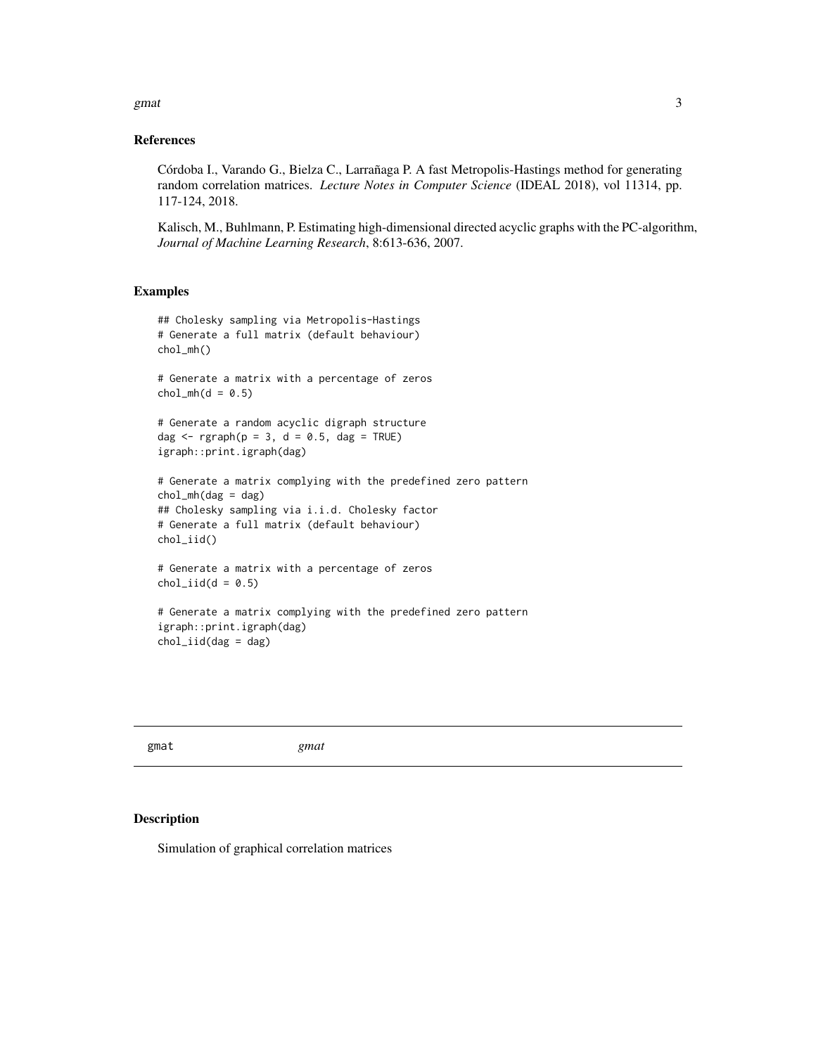### References

Córdoba I., Varando G., Bielza C., Larrañaga P. A fast Metropolis-Hastings method for generating random correlation matrices. *Lecture Notes in Computer Science* (IDEAL 2018), vol 11314, pp. 117-124, 2018.

Kalisch, M., Buhlmann, P. Estimating high-dimensional directed acyclic graphs with the PC-algorithm, *Journal of Machine Learning Research*, 8:613-636, 2007.

### Examples

```
## Cholesky sampling via Metropolis-Hastings
# Generate a full matrix (default behaviour)
chol_mh()

# Generate a matrix with a percentage of zeros
chol_mh(d = 0.5)

# Generate a random acyclic digraph structure
dag <- rgraph(p = 3, d = 0.5, dag = TRUE)
igraph::print.igraph(dag)

# Generate a matrix complying with the predefined zero pattern
chol_mh(dag = dag)
## Cholesky sampling via i.i.d. Cholesky factor
# Generate a full matrix (default behaviour)
chol_iid()

# Generate a matrix with a percentage of zeros
chol_iid(d = 0.5)

# Generate a matrix complying with the predefined zero pattern
igraph::print.igraph(dag)
chol_iid(dag = dag)
```

---

## gmat &nbsp;&nbsp;&nbsp;&nbsp;&nbsp;&nbsp; *gmat*

---

### Description

Simulation of graphical correlation matrices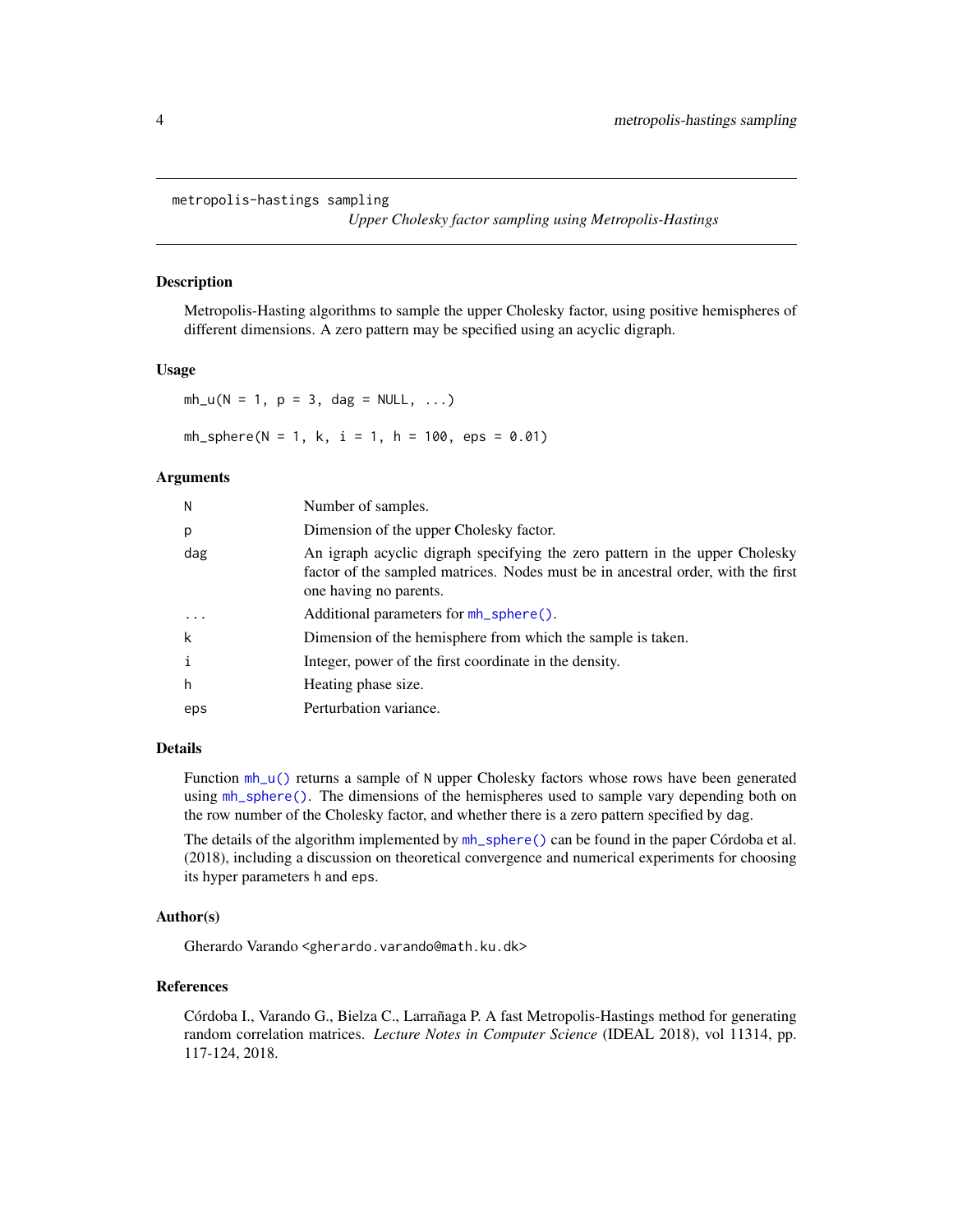`metropolis-hastings sampling`

*Upper Cholesky factor sampling using Metropolis-Hastings*

## Description

Metropolis-Hasting algorithms to sample the upper Cholesky factor, using positive hemispheres of different dimensions. A zero pattern may be specified using an acyclic digraph.

## Usage

```
mh_u(N = 1, p = 3, dag = NULL, ...)

mh_sphere(N = 1, k, i = 1, h = 100, eps = 0.01)
```

## Arguments

| | |
|---|---|
| `N` | Number of samples. |
| `p` | Dimension of the upper Cholesky factor. |
| `dag` | An igraph acyclic digraph specifying the zero pattern in the upper Cholesky factor of the sampled matrices. Nodes must be in ancestral order, with the first one having no parents. |
| `...` | Additional parameters for `mh_sphere()`. |
| `k` | Dimension of the hemisphere from which the sample is taken. |
| `i` | Integer, power of the first coordinate in the density. |
| `h` | Heating phase size. |
| `eps` | Perturbation variance. |

## Details

Function `mh_u()` returns a sample of `N` upper Cholesky factors whose rows have been generated using `mh_sphere()`. The dimensions of the hemispheres used to sample vary depending both on the row number of the Cholesky factor, and whether there is a zero pattern specified by `dag`.

The details of the algorithm implemented by `mh_sphere()` can be found in the paper Córdoba et al. (2018), including a discussion on theoretical convergence and numerical experiments for choosing its hyper parameters `h` and `eps`.

## Author(s)

Gherardo Varando <gherardo.varando@math.ku.dk>

## References

Córdoba I., Varando G., Bielza C., Larrañaga P. A fast Metropolis-Hastings method for generating random correlation matrices. *Lecture Notes in Computer Science* (IDEAL 2018), vol 11314, pp. 117-124, 2018.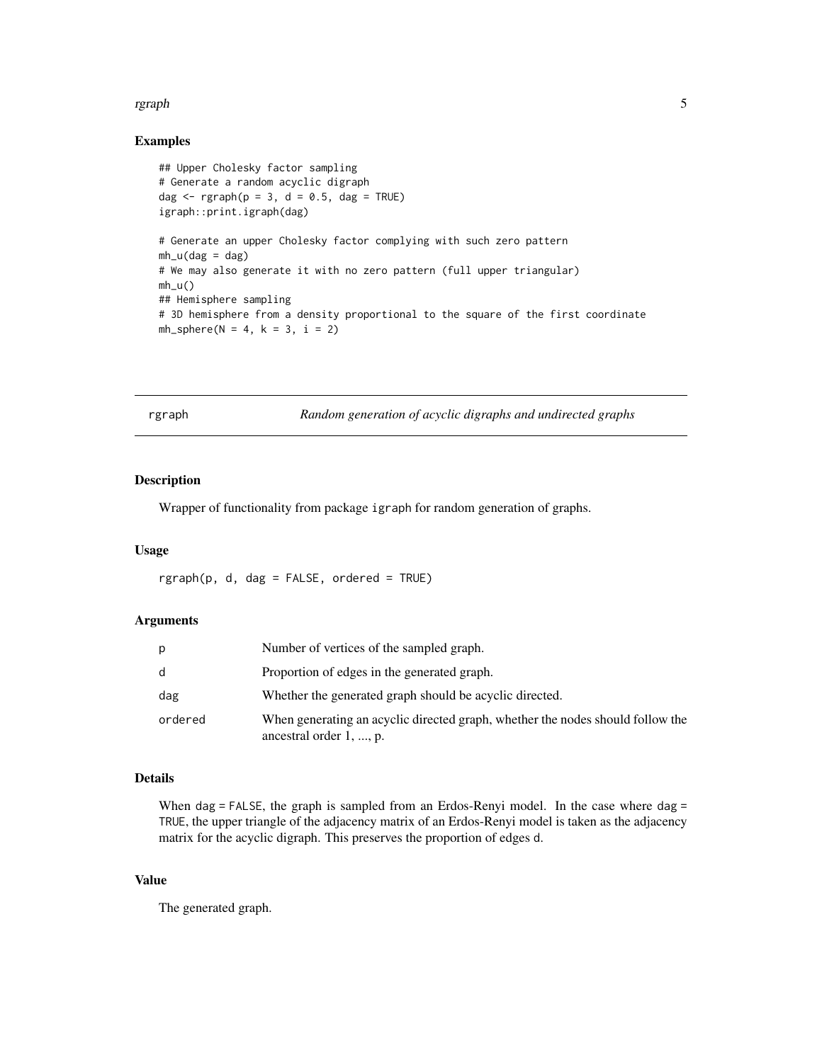### Examples

```
## Upper Cholesky factor sampling
# Generate a random acyclic digraph
dag <- rgraph(p = 3, d = 0.5, dag = TRUE)
igraph::print.igraph(dag)

# Generate an upper Cholesky factor complying with such zero pattern
mh_u(dag = dag)
# We may also generate it with no zero pattern (full upper triangular)
mh_u()
## Hemisphere sampling
# 3D hemisphere from a density proportional to the square of the first coordinate
mh_sphere(N = 4, k = 3, i = 2)
```

---

## rgraph — *Random generation of acyclic digraphs and undirected graphs*

---

### Description

Wrapper of functionality from package igraph for random generation of graphs.

### Usage

```
rgraph(p, d, dag = FALSE, ordered = TRUE)
```

### Arguments

| | |
|---|---|
| p | Number of vertices of the sampled graph. |
| d | Proportion of edges in the generated graph. |
| dag | Whether the generated graph should be acyclic directed. |
| ordered | When generating an acyclic directed graph, whether the nodes should follow the ancestral order 1, ..., p. |

### Details

When dag = FALSE, the graph is sampled from an Erdos-Renyi model. In the case where dag = TRUE, the upper triangle of the adjacency matrix of an Erdos-Renyi model is taken as the adjacency matrix for the acyclic digraph. This preserves the proportion of edges d.

### Value

The generated graph.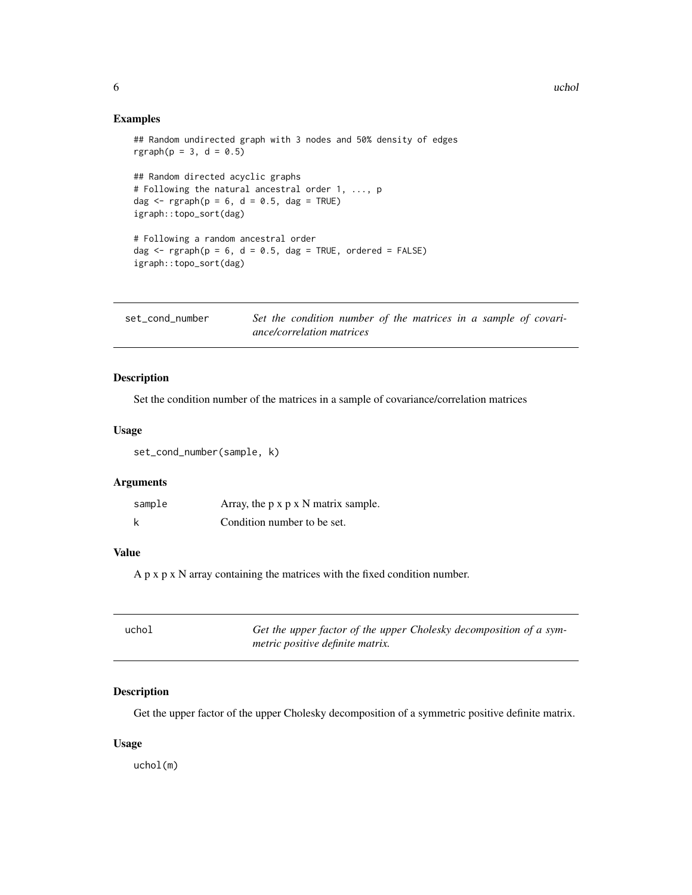## Examples

```
## Random undirected graph with 3 nodes and 50% density of edges
rgraph(p = 3, d = 0.5)

## Random directed acyclic graphs
# Following the natural ancestral order 1, ..., p
dag <- rgraph(p = 6, d = 0.5, dag = TRUE)
igraph::topo_sort(dag)

# Following a random ancestral order
dag <- rgraph(p = 6, d = 0.5, dag = TRUE, ordered = FALSE)
igraph::topo_sort(dag)
```

---

# set_cond_number *Set the condition number of the matrices in a sample of covariance/correlation matrices*

---

### Description

Set the condition number of the matrices in a sample of covariance/correlation matrices

### Usage

```
set_cond_number(sample, k)
```

### Arguments

| | |
|---|---|
| sample | Array, the p x p x N matrix sample. |
| k | Condition number to be set. |

### Value

A p x p x N array containing the matrices with the fixed condition number.

---

# uchol *Get the upper factor of the upper Cholesky decomposition of a symmetric positive definite matrix.*

---

### Description

Get the upper factor of the upper Cholesky decomposition of a symmetric positive definite matrix.

### Usage

```
uchol(m)
```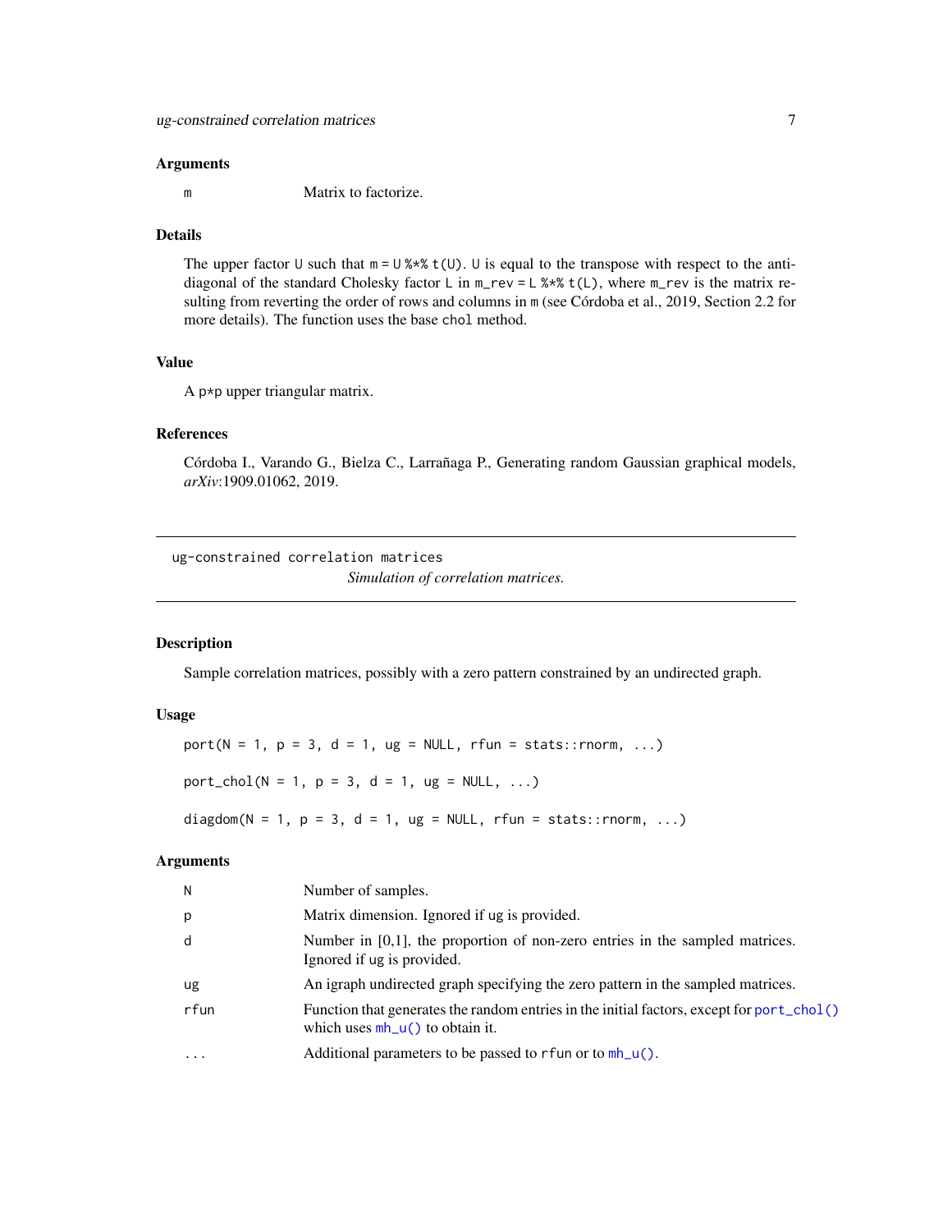### Arguments

| | |
|---|---|
| m | Matrix to factorize. |

### Details

The upper factor `U` such that `m = U %*% t(U)`. `U` is equal to the transpose with respect to the anti-diagonal of the standard Cholesky factor `L` in `m_rev = L %*% t(L)`, where `m_rev` is the matrix resulting from reverting the order of rows and columns in `m` (see Córdoba et al., 2019, Section 2.2 for more details). The function uses the base `chol` method.

### Value

A `p*p` upper triangular matrix.

### References

Córdoba I., Varando G., Bielza C., Larrañaga P., Generating random Gaussian graphical models, *arXiv*:1909.01062, 2019.

---

## ug-constrained correlation matrices

*Simulation of correlation matrices.*

---

### Description

Sample correlation matrices, possibly with a zero pattern constrained by an undirected graph.

### Usage

```
port(N = 1, p = 3, d = 1, ug = NULL, rfun = stats::rnorm, ...)

port_chol(N = 1, p = 3, d = 1, ug = NULL, ...)

diagdom(N = 1, p = 3, d = 1, ug = NULL, rfun = stats::rnorm, ...)
```

### Arguments

| | |
|---|---|
| N | Number of samples. |
| p | Matrix dimension. Ignored if ug is provided. |
| d | Number in [0,1], the proportion of non-zero entries in the sampled matrices. Ignored if ug is provided. |
| ug | An igraph undirected graph specifying the zero pattern in the sampled matrices. |
| rfun | Function that generates the random entries in the initial factors, except for `port_chol()` which uses `mh_u()` to obtain it. |
| ... | Additional parameters to be passed to `rfun` or to `mh_u()`. |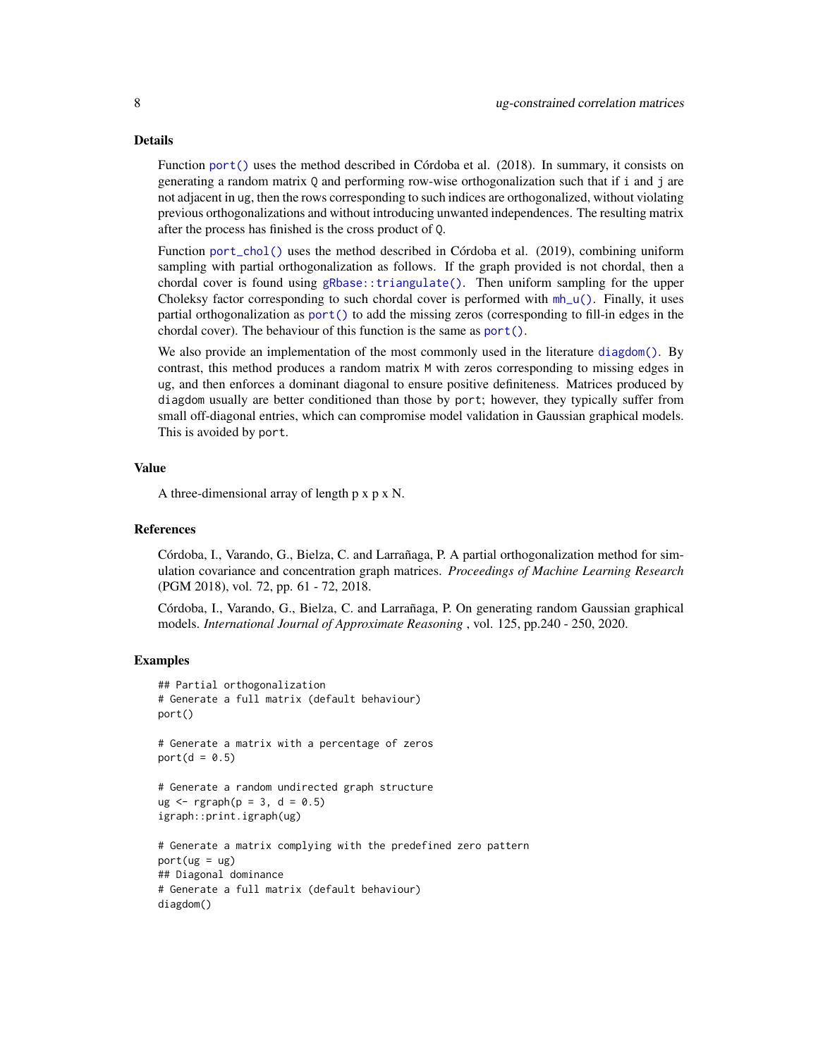### Details

Function `port()` uses the method described in Córdoba et al. (2018). In summary, it consists on generating a random matrix `Q` and performing row-wise orthogonalization such that if `i` and `j` are not adjacent in `ug`, then the rows corresponding to such indices are orthogonalized, without violating previous orthogonalizations and without introducing unwanted independences. The resulting matrix after the process has finished is the cross product of `Q`.

Function `port_chol()` uses the method described in Córdoba et al. (2019), combining uniform sampling with partial orthogonalization as follows. If the graph provided is not chordal, then a chordal cover is found using `gRbase::triangulate()`. Then uniform sampling for the upper Choleksy factor corresponding to such chordal cover is performed with `mh_u()`. Finally, it uses partial orthogonalization as `port()` to add the missing zeros (corresponding to fill-in edges in the chordal cover). The behaviour of this function is the same as `port()`.

We also provide an implementation of the most commonly used in the literature `diagdom()`. By contrast, this method produces a random matrix `M` with zeros corresponding to missing edges in `ug`, and then enforces a dominant diagonal to ensure positive definiteness. Matrices produced by `diagdom` usually are better conditioned than those by `port`; however, they typically suffer from small off-diagonal entries, which can compromise model validation in Gaussian graphical models. This is avoided by `port`.

### Value

A three-dimensional array of length p x p x N.

### References

Córdoba, I., Varando, G., Bielza, C. and Larrañaga, P. A partial orthogonalization method for simulation covariance and concentration graph matrices. *Proceedings of Machine Learning Research* (PGM 2018), vol. 72, pp. 61 - 72, 2018.

Córdoba, I., Varando, G., Bielza, C. and Larrañaga, P. On generating random Gaussian graphical models. *International Journal of Approximate Reasoning* , vol. 125, pp.240 - 250, 2020.

### Examples

```
## Partial orthogonalization
# Generate a full matrix (default behaviour)
port()

# Generate a matrix with a percentage of zeros
port(d = 0.5)

# Generate a random undirected graph structure
ug <- rgraph(p = 3, d = 0.5)
igraph::print.igraph(ug)

# Generate a matrix complying with the predefined zero pattern
port(ug = ug)
## Diagonal dominance
# Generate a full matrix (default behaviour)
diagdom()
```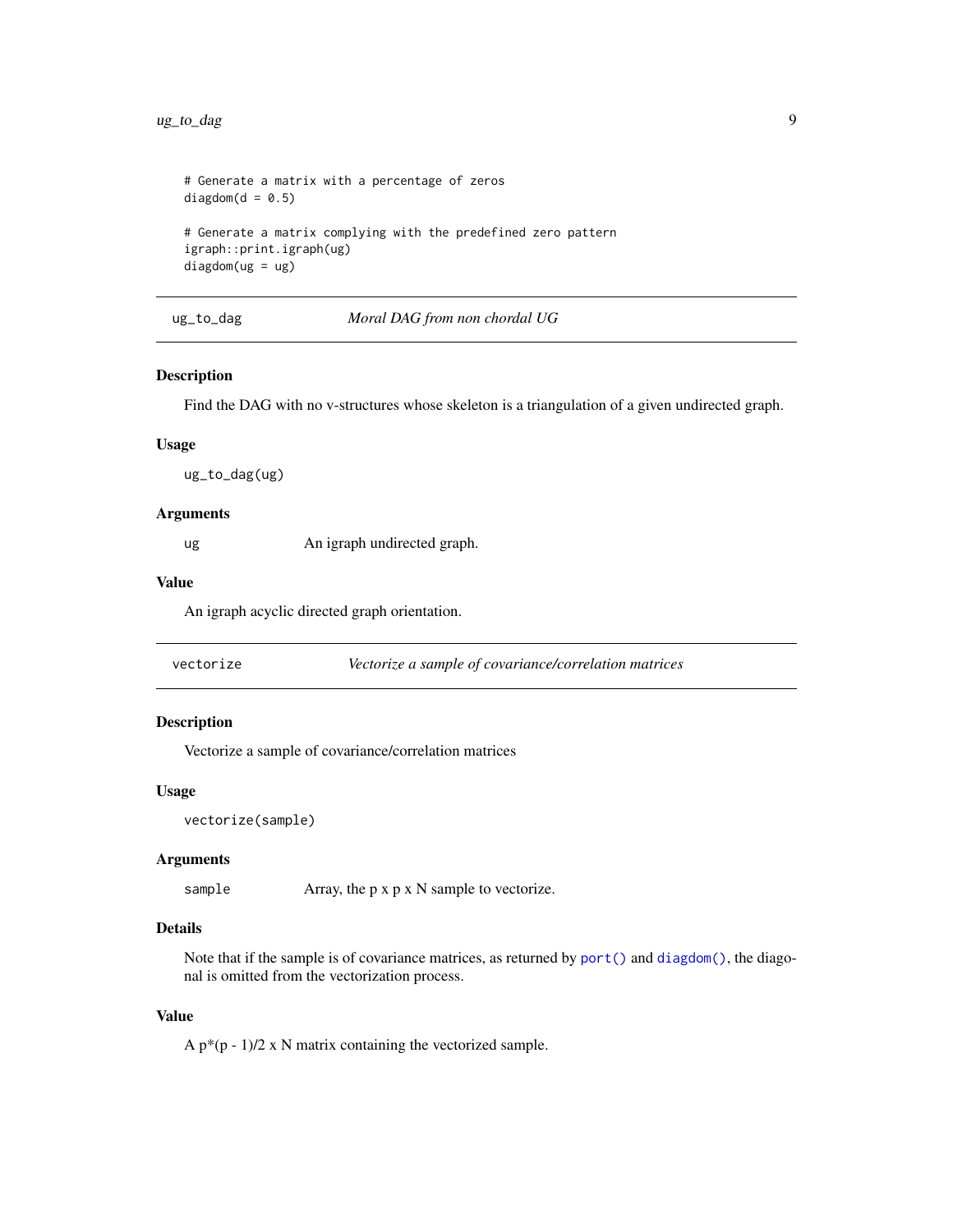```
# Generate a matrix with a percentage of zeros
diagdom(d = 0.5)

# Generate a matrix complying with the predefined zero pattern
igraph::print.igraph(ug)
diagdom(ug = ug)
```

## ug_to_dag — *Moral DAG from non chordal UG*

### Description

Find the DAG with no v-structures whose skeleton is a triangulation of a given undirected graph.

### Usage

```
ug_to_dag(ug)
```

### Arguments

| | |
|---|---|
| `ug` | An igraph undirected graph. |

### Value

An igraph acyclic directed graph orientation.

## vectorize — *Vectorize a sample of covariance/correlation matrices*

### Description

Vectorize a sample of covariance/correlation matrices

### Usage

```
vectorize(sample)
```

### Arguments

| | |
|---|---|
| `sample` | Array, the p x p x N sample to vectorize. |

### Details

Note that if the sample is of covariance matrices, as returned by `port()` and `diagdom()`, the diagonal is omitted from the vectorization process.

### Value

A p*(p - 1)/2 x N matrix containing the vectorized sample.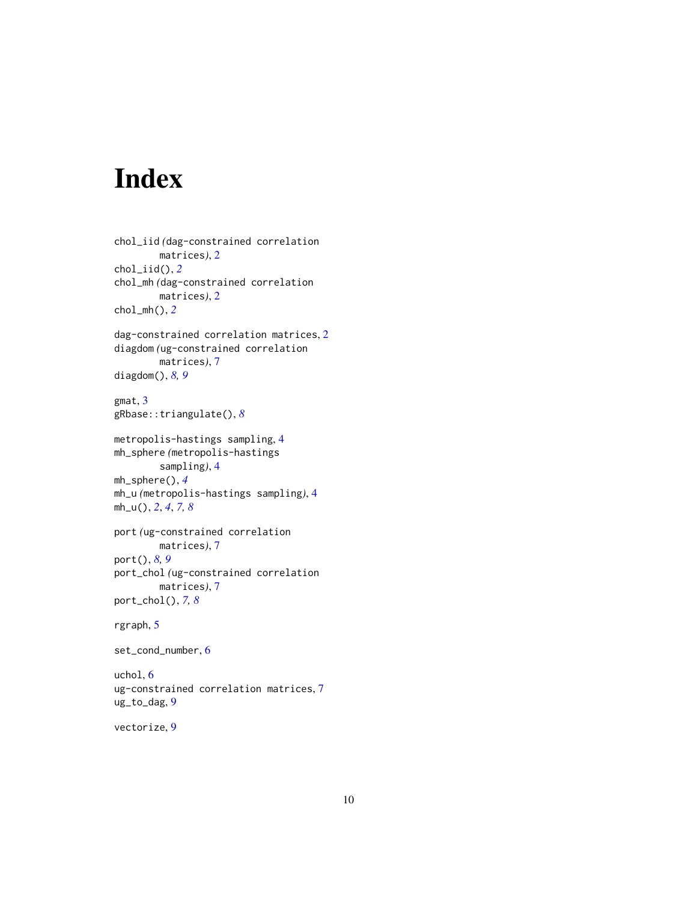# Index

chol_iid (dag-constrained correlation matrices), 2
chol_iid(), *2*
chol_mh (dag-constrained correlation matrices), 2
chol_mh(), *2*

dag-constrained correlation matrices, 2
diagdom (ug-constrained correlation matrices), 7
diagdom(), *8, 9*

gmat, 3
gRbase::triangulate(), *8*

metropolis-hastings sampling, 4
mh_sphere (metropolis-hastings sampling), 4
mh_sphere(), *4*
mh_u (metropolis-hastings sampling), 4
mh_u(), *2*, *4*, *7, 8*

port (ug-constrained correlation matrices), 7
port(), *8, 9*
port_chol (ug-constrained correlation matrices), 7
port_chol(), *7, 8*

rgraph, 5

set_cond_number, 6

uchol, 6
ug-constrained correlation matrices, 7
ug_to_dag, 9

vectorize, 9